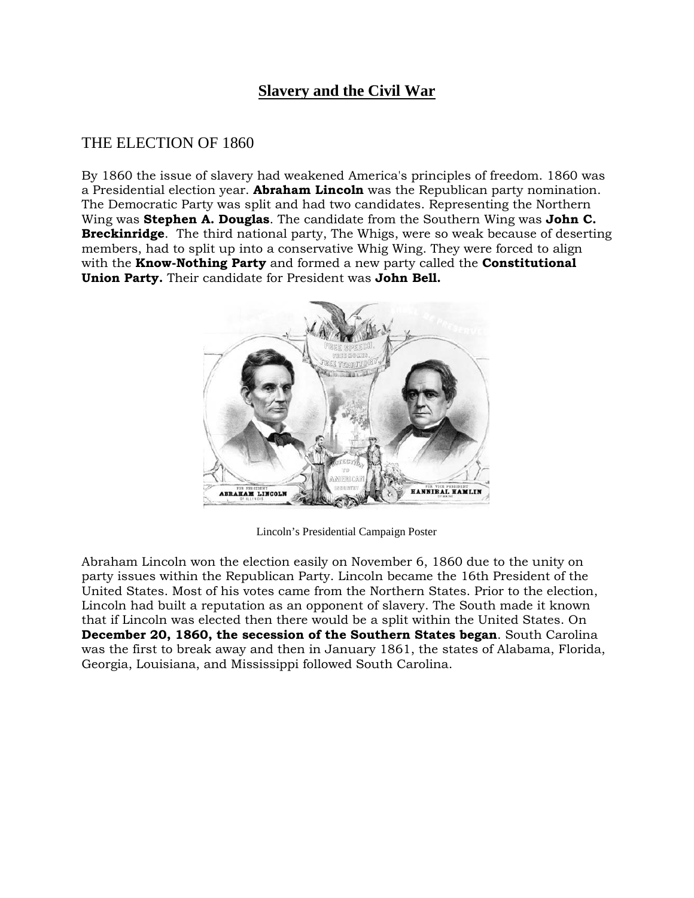# Slavery and the Civil War

## THE ELECTION OF 1860

By 1860 the issue of slavery had weakened America's principles of freedom. 1860 was a Presidential election year. **Abraham Lincoln** was the Republican party nomination. The Democratic Party was split and had two candidates. Representing the Northern Wing was **Stephen A. Douglas**. The candidate from the Southern Wing was **John C. Breckinridge**. The third national party, The Whigs, were so weak because of deserting members, had to split up into a conservative Whig Wing. They were forced to align with the **Know-Nothing Party** and formed a new party called the **Constitutional Union Party.** Their candidate for President was **John Bell.**

Lincoln's Presidential Campaign Poster

Abraham Lincoln won the election easily on November 6, 1860 due to the unity on party issues within the Republican Party. Lincoln became the 16th President of the United States. Most of his votes came from the Northern States. Prior to the election, Lincoln had built a reputation as an opponent of slavery. The South made it known that if Lincoln was elected then there would be a split within the United States. On **December 20, 1860, the secession of the Southern States began**. South Carolina was the first to break away and then in January 1861, the states of Alabama, Florida, Georgia, Louisiana, and Mississippi followed South Carolina.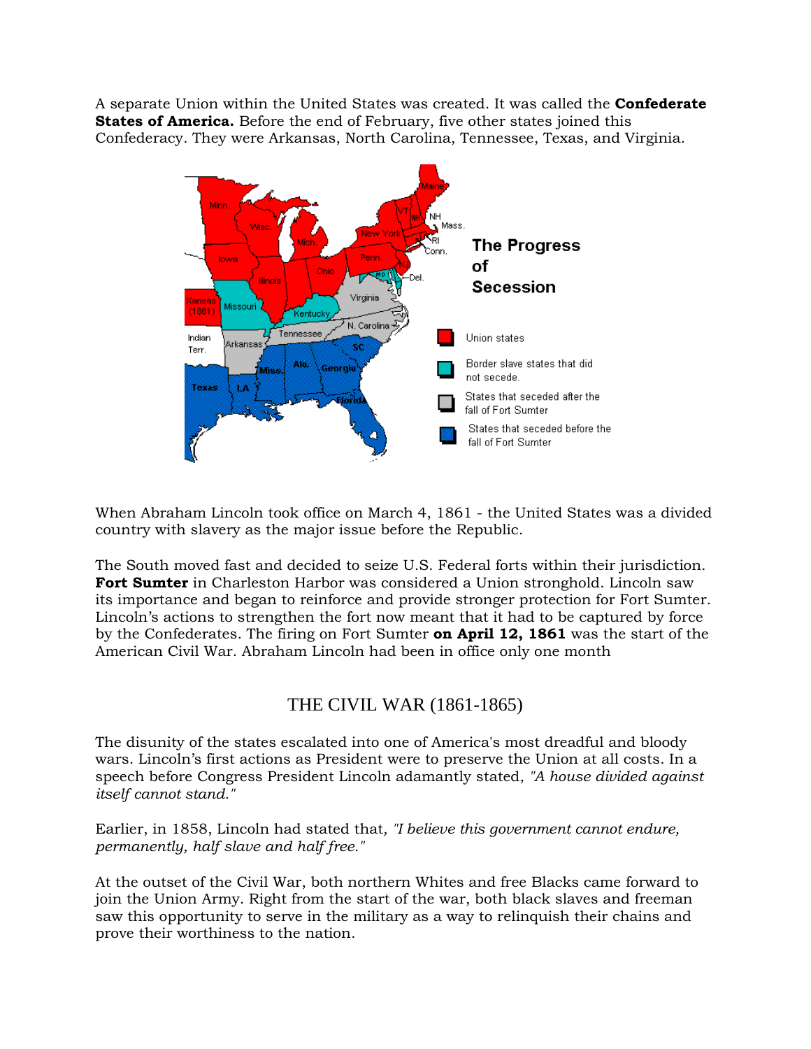A separate Union within the United States was created. It was called the **Confederate States of America.** Before the end of February, five other states joined this Confederacy. They were Arkansas, North Carolina, Tennessee, Texas, and Virginia.

When Abraham Lincoln took office on March 4, 1861 - the United States was a divided country with slavery as the major issue before the Republic.

The South moved fast and decided to seize U.S. Federal forts within their jurisdiction. **Fort Sumter** in Charleston Harbor was considered a Union stronghold. Lincoln saw its importance and began to reinforce and provide stronger protection for Fort Sumter. Lincoln's actions to strengthen the fort now meant that it had to be captured by force by the Confederates. The firing on Fort Sumter **on April 12, 1861** was the start of the American Civil War. Abraham Lincoln had been in office only one month

## THE CIVIL WAR (1861-1865)

The disunity of the states escalated into one of America's most dreadful and bloody wars. Lincoln's first actions as President were to preserve the Union at all costs. In a speech before Congress President Lincoln adamantly stated, *"A house divided against itself cannot stand."*

Earlier, in 1858, Lincoln had stated that*, "I believe this government cannot endure, permanently, half slave and half free."*

At the outset of the Civil War, both northern Whites and free Blacks came forward to join the Union Army. Right from the start of the war, both black slaves and freeman saw this opportunity to serve in the military as a way to relinquish their chains and prove their worthiness to the nation.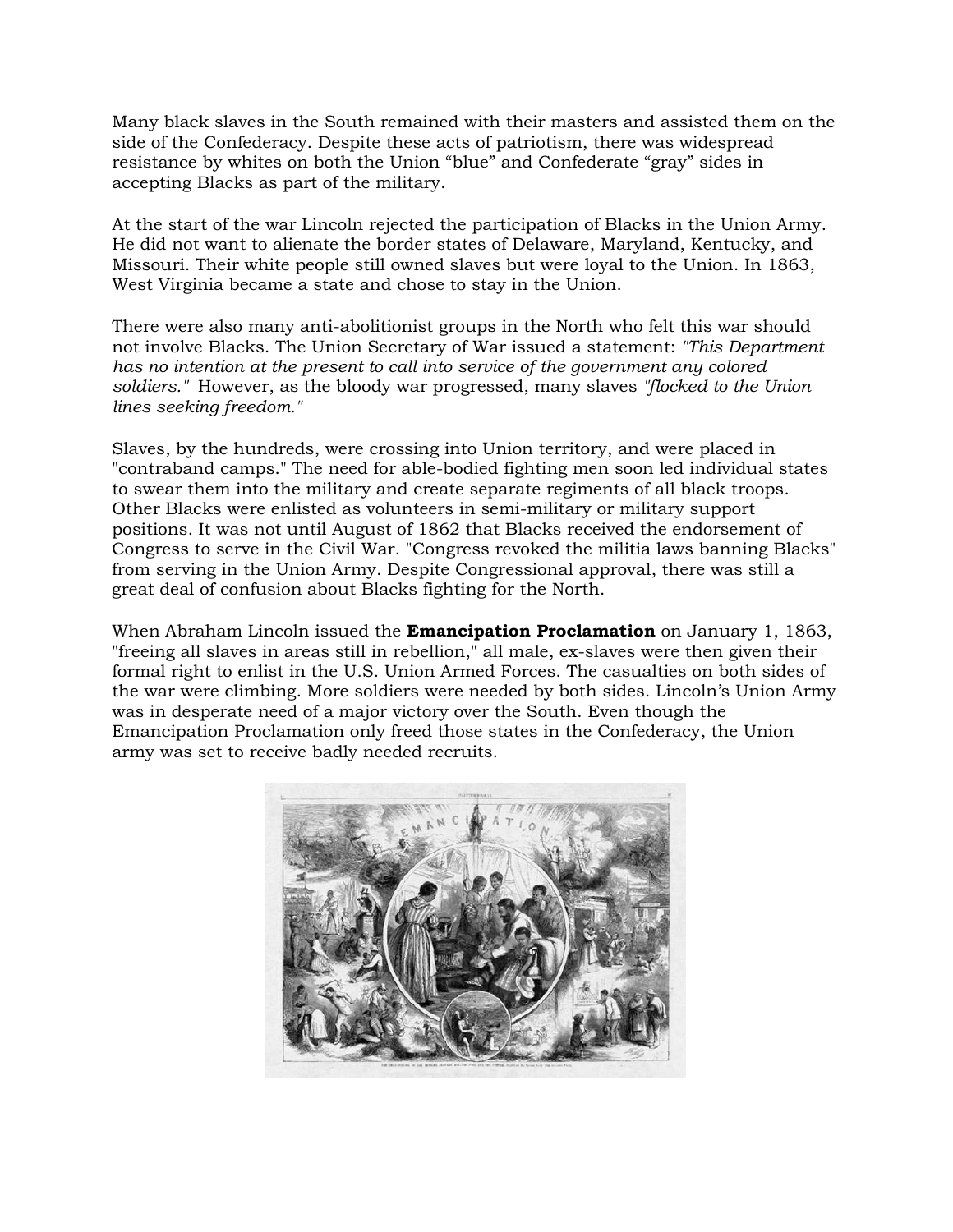Many black slaves in the South remained with their masters and assisted them on the side of the Confederacy. Despite these acts of patriotism, there was widespread resistance by whites on both the Union "blue" and Confederate "gray" sides in accepting Blacks as part of the military.

At the start of the war Lincoln rejected the participation of Blacks in the Union Army. He did not want to alienate the border states of Delaware, Maryland, Kentucky, and Missouri. Their white people still owned slaves but were loyal to the Union. In 1863, West Virginia became a state and chose to stay in the Union.

There were also many anti-abolitionist groups in the North who felt this war should not involve Blacks. The Union Secretary of War issued a statement: *"This Department has no intention at the present to call into service of the government any colored soldiers."* However, as the bloody war progressed, many slaves *"flocked to the Union lines seeking freedom."*

Slaves, by the hundreds, were crossing into Union territory, and were placed in "contraband camps." The need for able-bodied fighting men soon led individual states to swear them into the military and create separate regiments of all black troops. Other Blacks were enlisted as volunteers in semi-military or military support positions. It was not until August of 1862 that Blacks received the endorsement of Congress to serve in the Civil War. "Congress revoked the militia laws banning Blacks" from serving in the Union Army. Despite Congressional approval, there was still a great deal of confusion about Blacks fighting for the North.

When Abraham Lincoln issued the **Emancipation Proclamation** on January 1, 1863, "freeing all slaves in areas still in rebellion," all male, ex-slaves were then given their formal right to enlist in the U.S. Union Armed Forces. The casualties on both sides of the war were climbing. More soldiers were needed by both sides. Lincoln's Union Army was in desperate need of a major victory over the South. Even though the Emancipation Proclamation only freed those states in the Confederacy, the Union army was set to receive badly needed recruits.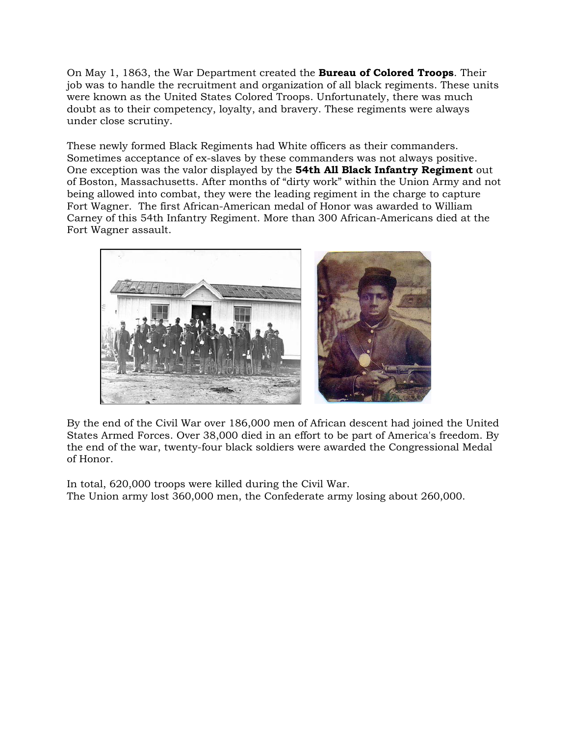On May 1, 1863, the War Department created the **Bureau of Colored Troops**. Their job was to handle the recruitment and organization of all black regiments. These units were known as the United States Colored Troops. Unfortunately, there was much doubt as to their competency, loyalty, and bravery. These regiments were always under close scrutiny.

These newly formed Black Regiments had White officers as their commanders. Sometimes acceptance of ex-slaves by these commanders was not always positive. One exception was the valor displayed by the **54th All Black Infantry Regiment** out of Boston, Massachusetts. After months of "dirty work" within the Union Army and not being allowed into combat, they were the leading regiment in the charge to capture Fort Wagner. The first African-American medal of Honor was awarded to William Carney of this 54th Infantry Regiment. More than 300 African-Americans died at the Fort Wagner assault.

By the end of the Civil War over 186,000 men of African descent had joined the United States Armed Forces. Over 38,000 died in an effort to be part of America's freedom. By the end of the war, twenty-four black soldiers were awarded the Congressional Medal of Honor.

In total, 620,000 troops were killed during the Civil War.
The Union army lost 360,000 men, the Confederate army losing about 260,000.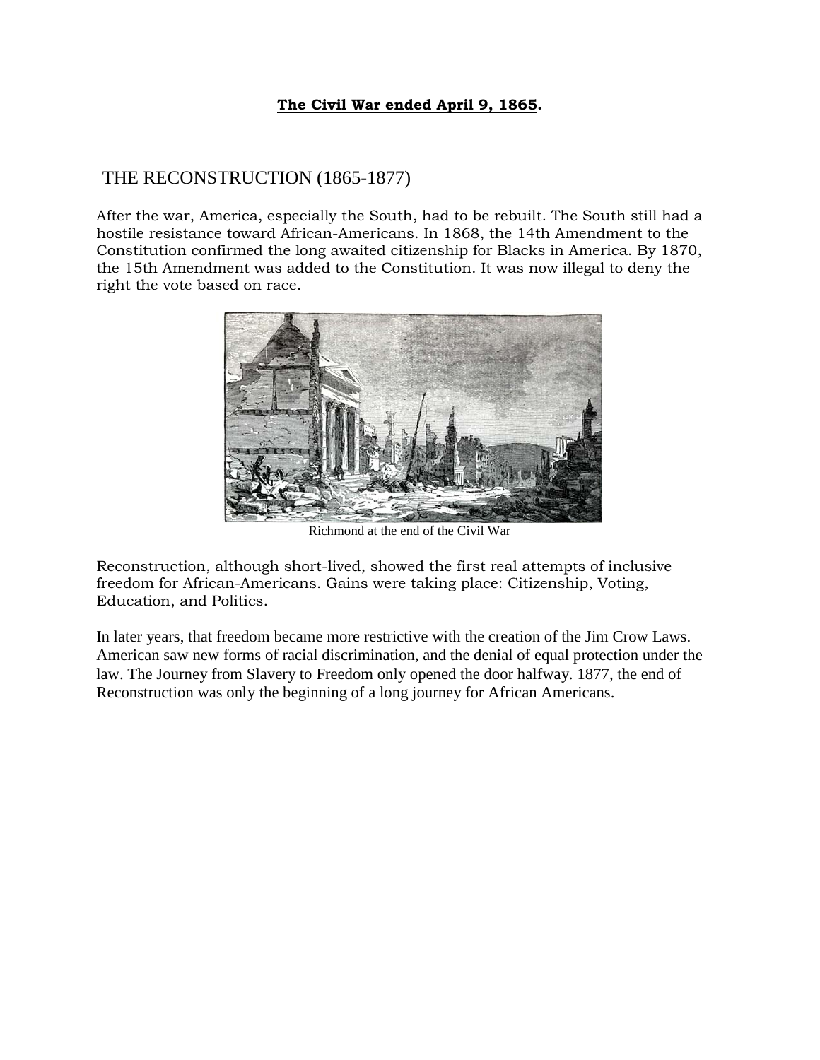**The Civil War ended April 9, 1865.**

## THE RECONSTRUCTION (1865-1877)

After the war, America, especially the South, had to be rebuilt. The South still had a hostile resistance toward African-Americans. In 1868, the 14th Amendment to the Constitution confirmed the long awaited citizenship for Blacks in America. By 1870, the 15th Amendment was added to the Constitution. It was now illegal to deny the right the vote based on race.

Richmond at the end of the Civil War

Reconstruction, although short-lived, showed the first real attempts of inclusive freedom for African-Americans. Gains were taking place: Citizenship, Voting, Education, and Politics.

In later years, that freedom became more restrictive with the creation of the Jim Crow Laws. American saw new forms of racial discrimination, and the denial of equal protection under the law. The Journey from Slavery to Freedom only opened the door halfway. 1877, the end of Reconstruction was only the beginning of a long journey for African Americans.